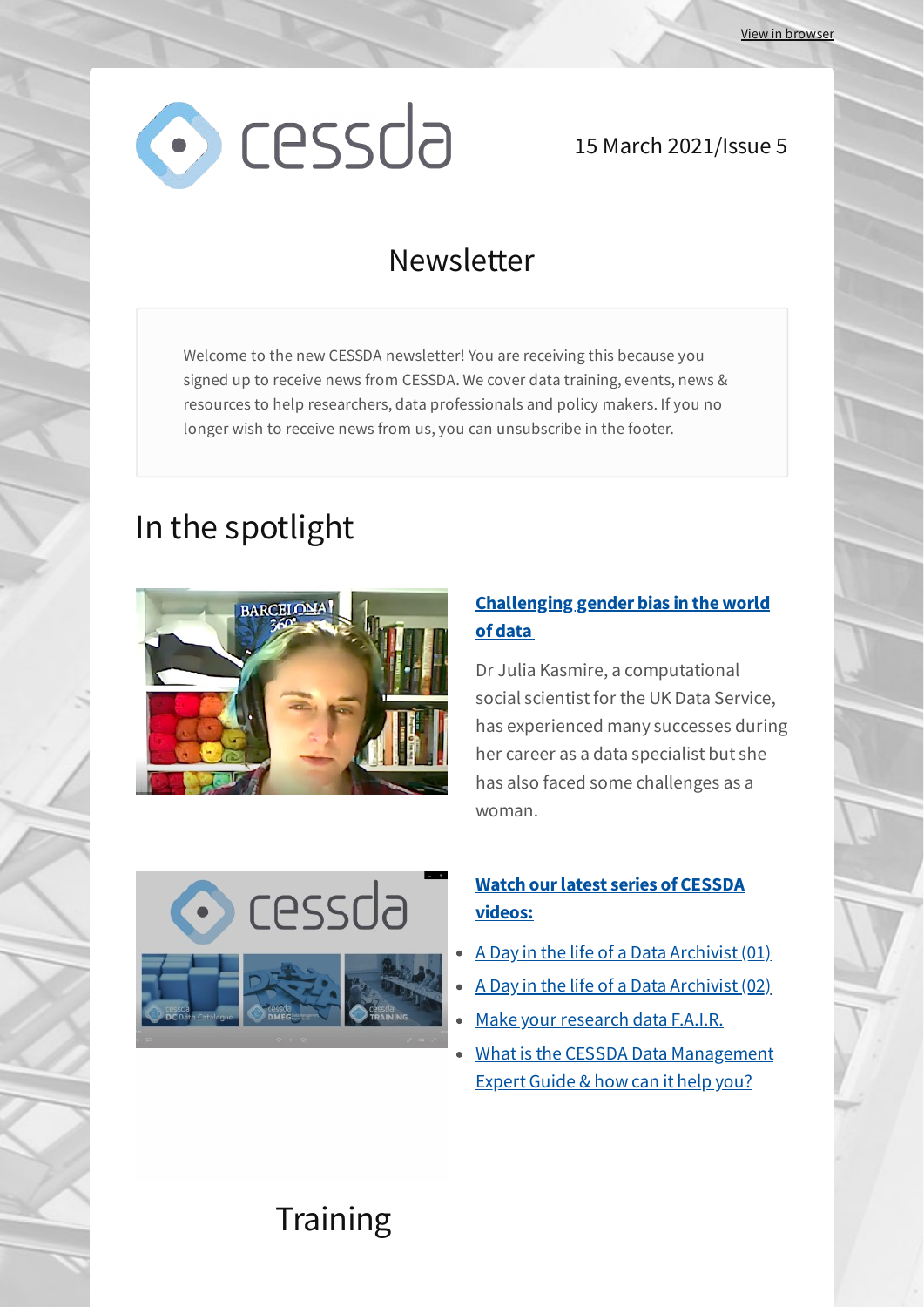View in browser

15 March 2021/Issue 5

# Newsletter

Welcome to the new CESSDA newsletter! You are receiving this because you signed up to receive news from CESSDA. We cover data training, events, news & resources to help researchers, data professionals and policy makers. If you no longer wish to receive news from us, you can unsubscribe in the footer.

## In the spotlight

### **Challenging gender bias in the world of data**

Dr Julia Kasmire, a computational social scientist for the UK Data Service, has experienced many successes during her career as a data specialist but she has also faced some challenges as a woman.

### **Watch our latest series of CESSDA videos:**

- A Day in the life of a Data Archivist (01)
- A Day in the life of a Data Archivist (02)
- Make your research data F.A.I.R.
- What is the CESSDA Data Management Expert Guide & how can it help you?

## Training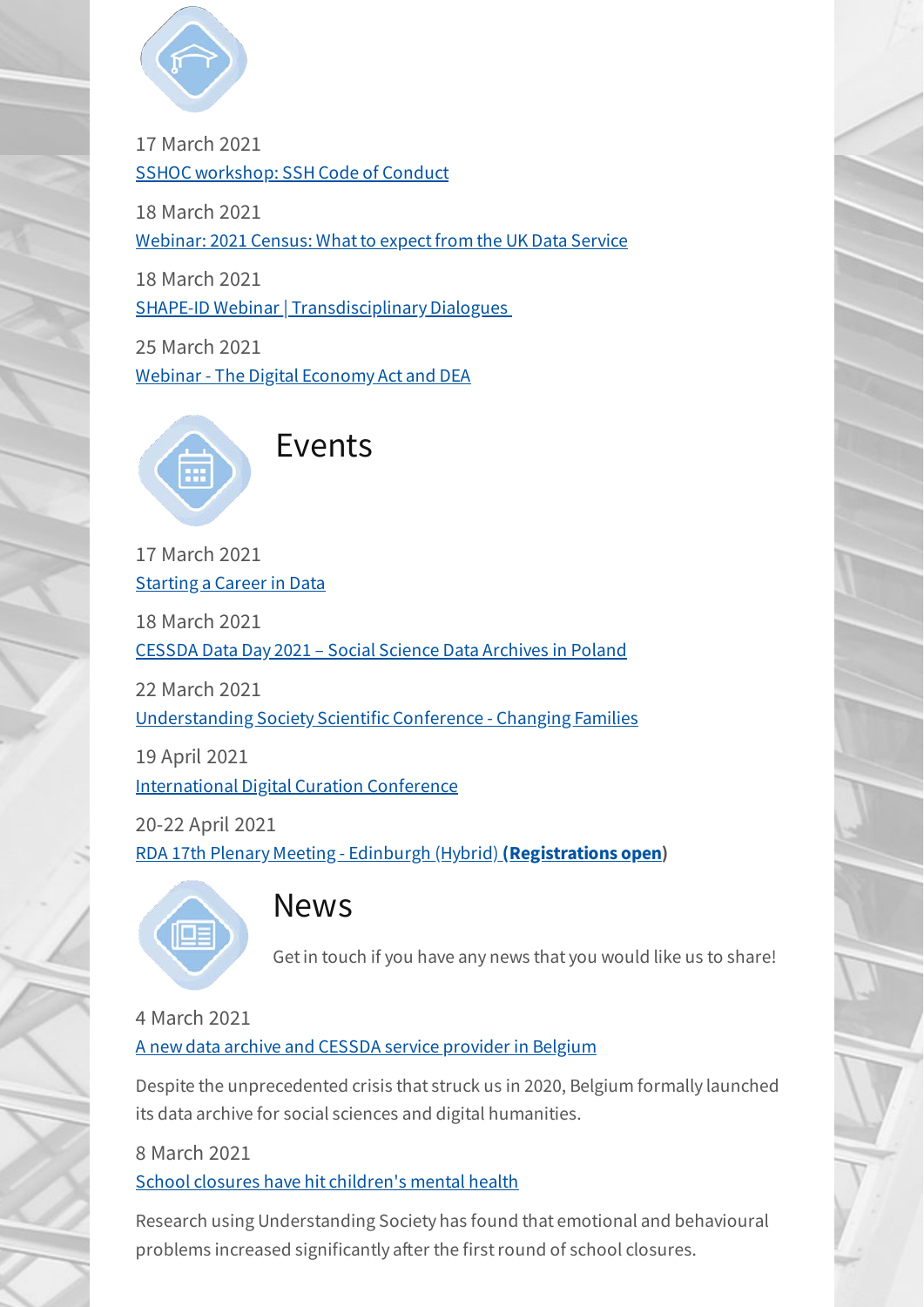17 March 2021
SSHOC workshop: SSH Code of Conduct

18 March 2021
Webinar: 2021 Census: What to expect from the UK Data Service

18 March 2021
SHAPE-ID Webinar | Transdisciplinary Dialogues

25 March 2021
Webinar - The Digital Economy Act and DEA

## Events

17 March 2021
Starting a Career in Data

18 March 2021
CESSDA Data Day 2021 – Social Science Data Archives in Poland

22 March 2021
Understanding Society Scientific Conference - Changing Families

19 April 2021
International Digital Curation Conference

20-22 April 2021
RDA 17th Plenary Meeting - Edinburgh (Hybrid) (**Registrations open**)

## News

Get in touch if you have any news that you would like us to share!

4 March 2021
A new data archive and CESSDA service provider in Belgium

Despite the unprecedented crisis that struck us in 2020, Belgium formally launched its data archive for social sciences and digital humanities.

8 March 2021
School closures have hit children's mental health

Research using Understanding Society has found that emotional and behavioural problems increased significantly after the first round of school closures.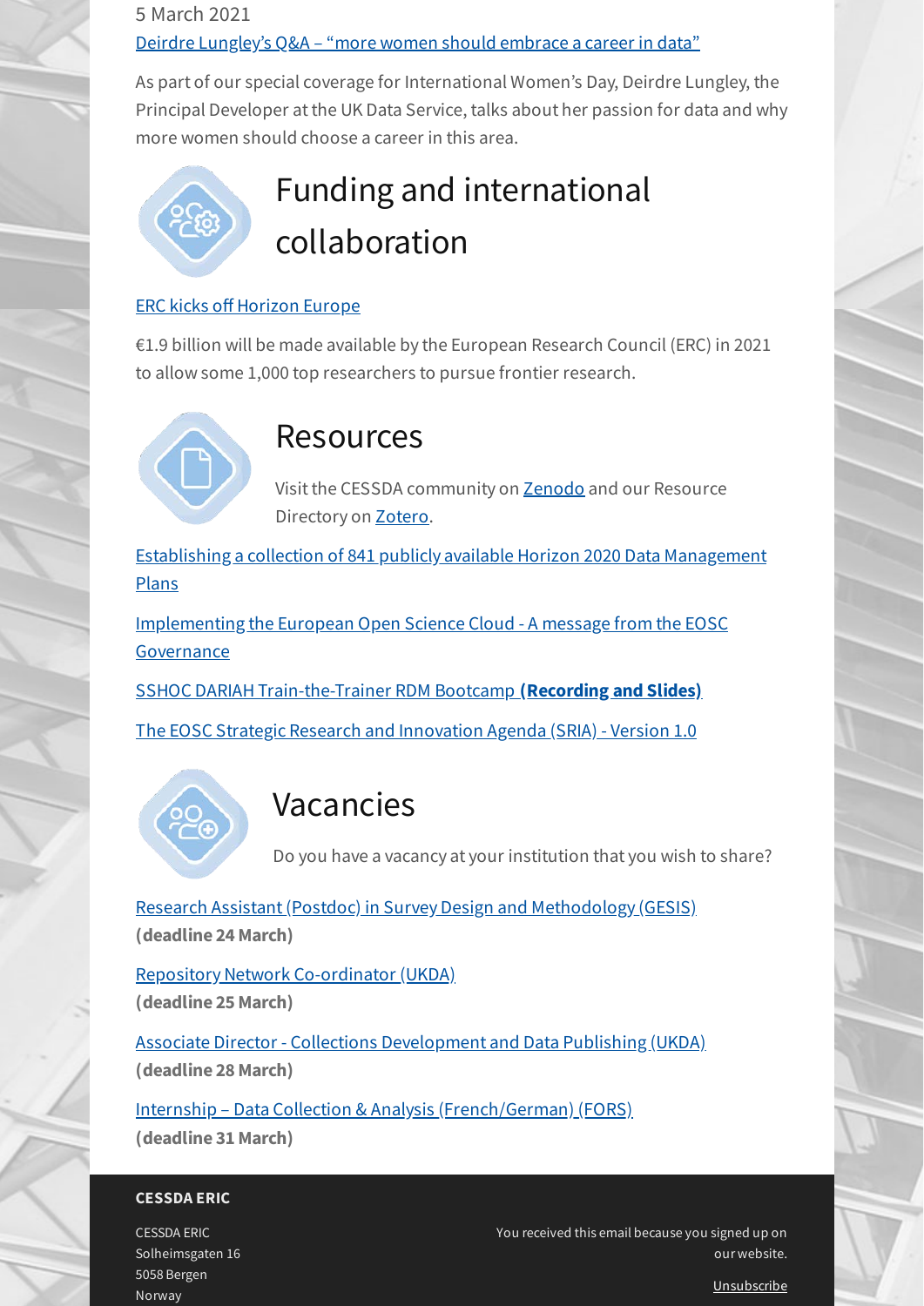5 March 2021

Deirdre Lungley's Q&A – "more women should embrace a career in data"

As part of our special coverage for International Women's Day, Deirdre Lungley, the Principal Developer at the UK Data Service, talks about her passion for data and why more women should choose a career in this area.

## Funding and international collaboration

ERC kicks off Horizon Europe

€1.9 billion will be made available by the European Research Council (ERC) in 2021 to allow some 1,000 top researchers to pursue frontier research.

## Resources

Visit the CESSDA community on Zenodo and our Resource Directory on Zotero.

Establishing a collection of 841 publicly available Horizon 2020 Data Management Plans

Implementing the European Open Science Cloud - A message from the EOSC Governance

SSHOC DARIAH Train-the-Trainer RDM Bootcamp **(Recording and Slides)**

The EOSC Strategic Research and Innovation Agenda (SRIA) - Version 1.0

## Vacancies

Do you have a vacancy at your institution that you wish to share?

Research Assistant (Postdoc) in Survey Design and Methodology (GESIS)
**(deadline 24 March)**

Repository Network Co-ordinator (UKDA)
**(deadline 25 March)**

Associate Director - Collections Development and Data Publishing (UKDA)
**(deadline 28 March)**

Internship – Data Collection & Analysis (French/German) (FORS)
**(deadline 31 March)**

**CESSDA ERIC**

CESSDA ERIC
Solheimsgaten 16
5058 Bergen
Norway

You received this email because you signed up on our website.

Unsubscribe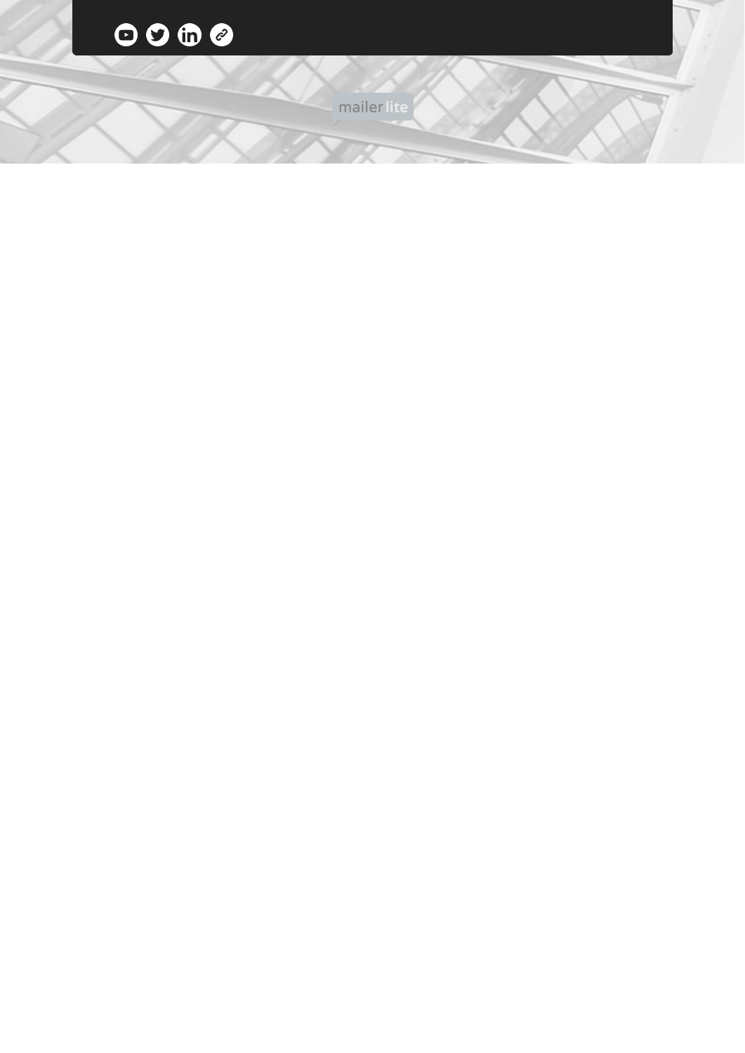mailerlite